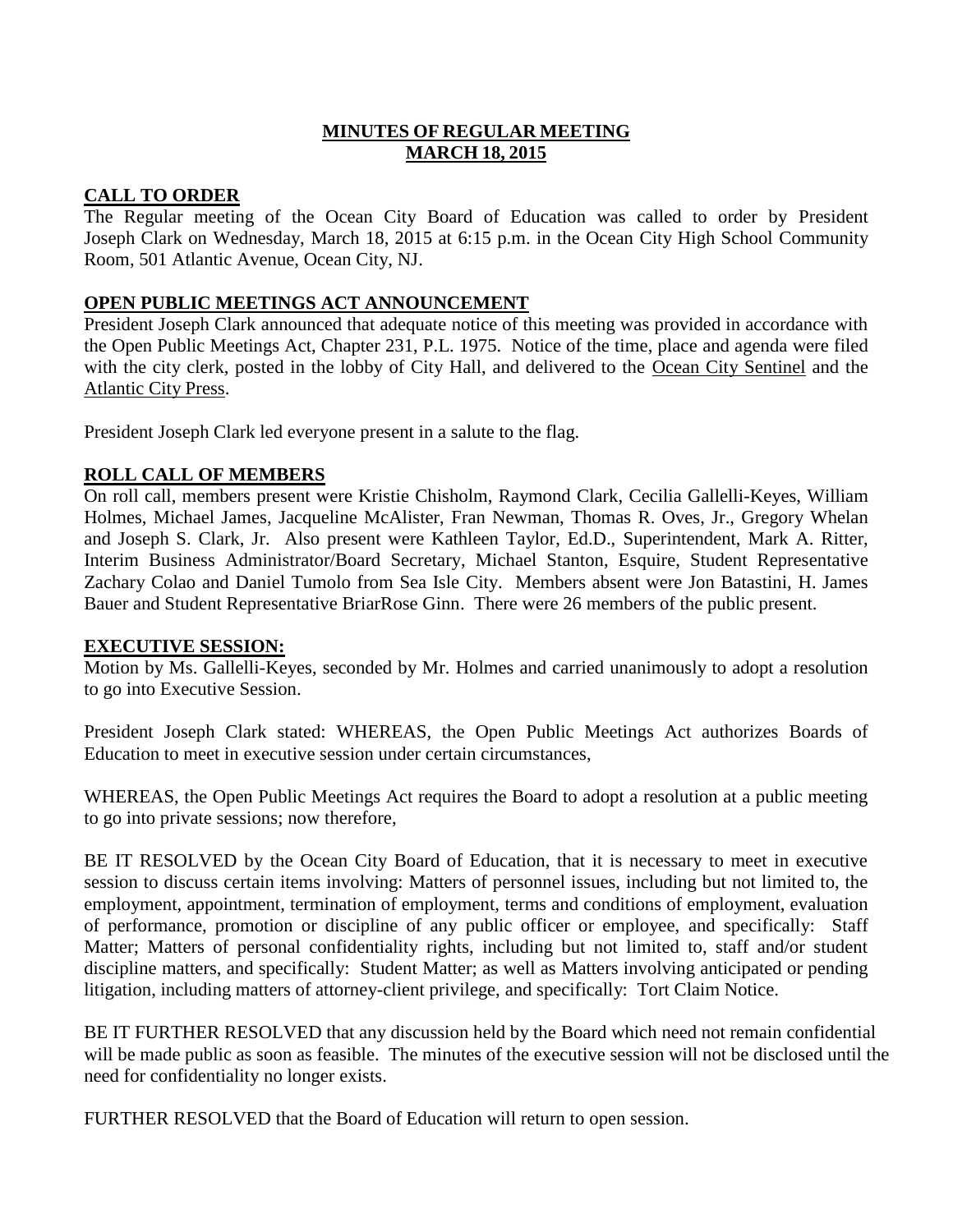# MINUTES OF REGULAR MEETING
# MARCH 18, 2015

## CALL TO ORDER

The Regular meeting of the Ocean City Board of Education was called to order by President Joseph Clark on Wednesday, March 18, 2015 at 6:15 p.m. in the Ocean City High School Community Room, 501 Atlantic Avenue, Ocean City, NJ.

## OPEN PUBLIC MEETINGS ACT ANNOUNCEMENT

President Joseph Clark announced that adequate notice of this meeting was provided in accordance with the Open Public Meetings Act, Chapter 231, P.L. 1975. Notice of the time, place and agenda were filed with the city clerk, posted in the lobby of City Hall, and delivered to the Ocean City Sentinel and the Atlantic City Press.

President Joseph Clark led everyone present in a salute to the flag.

## ROLL CALL OF MEMBERS

On roll call, members present were Kristie Chisholm, Raymond Clark, Cecilia Gallelli-Keyes, William Holmes, Michael James, Jacqueline McAlister, Fran Newman, Thomas R. Oves, Jr., Gregory Whelan and Joseph S. Clark, Jr. Also present were Kathleen Taylor, Ed.D., Superintendent, Mark A. Ritter, Interim Business Administrator/Board Secretary, Michael Stanton, Esquire, Student Representative Zachary Colao and Daniel Tumolo from Sea Isle City. Members absent were Jon Batastini, H. James Bauer and Student Representative BriarRose Ginn. There were 26 members of the public present.

## EXECUTIVE SESSION:

Motion by Ms. Gallelli-Keyes, seconded by Mr. Holmes and carried unanimously to adopt a resolution to go into Executive Session.

President Joseph Clark stated: WHEREAS, the Open Public Meetings Act authorizes Boards of Education to meet in executive session under certain circumstances,

WHEREAS, the Open Public Meetings Act requires the Board to adopt a resolution at a public meeting to go into private sessions; now therefore,

BE IT RESOLVED by the Ocean City Board of Education, that it is necessary to meet in executive session to discuss certain items involving: Matters of personnel issues, including but not limited to, the employment, appointment, termination of employment, terms and conditions of employment, evaluation of performance, promotion or discipline of any public officer or employee, and specifically: Staff Matter; Matters of personal confidentiality rights, including but not limited to, staff and/or student discipline matters, and specifically: Student Matter; as well as Matters involving anticipated or pending litigation, including matters of attorney-client privilege, and specifically: Tort Claim Notice.

BE IT FURTHER RESOLVED that any discussion held by the Board which need not remain confidential will be made public as soon as feasible. The minutes of the executive session will not be disclosed until the need for confidentiality no longer exists.

FURTHER RESOLVED that the Board of Education will return to open session.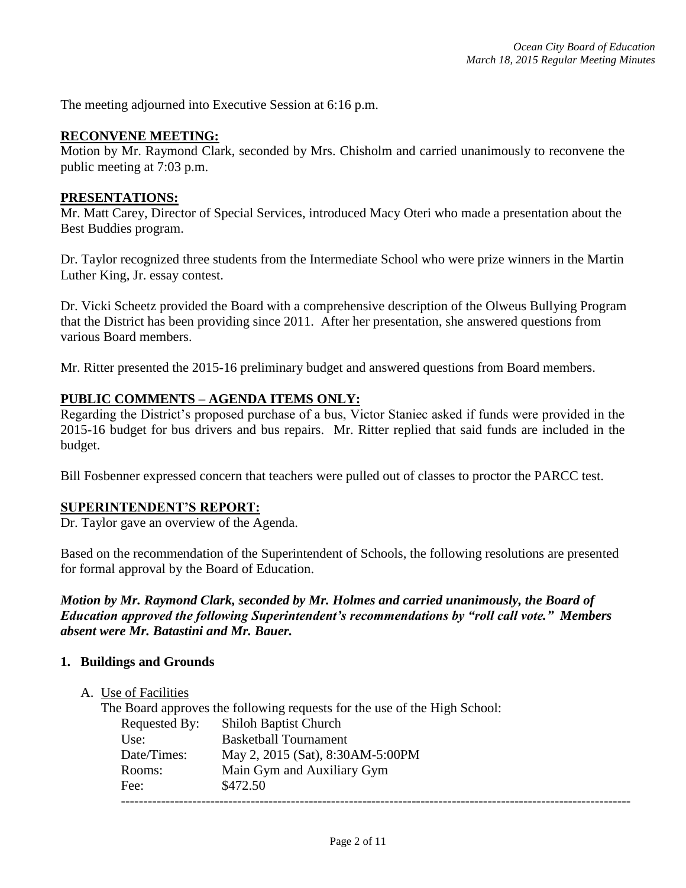The meeting adjourned into Executive Session at 6:16 p.m.

**RECONVENE MEETING:**

Motion by Mr. Raymond Clark, seconded by Mrs. Chisholm and carried unanimously to reconvene the public meeting at 7:03 p.m.

**PRESENTATIONS:**

Mr. Matt Carey, Director of Special Services, introduced Macy Oteri who made a presentation about the Best Buddies program.

Dr. Taylor recognized three students from the Intermediate School who were prize winners in the Martin Luther King, Jr. essay contest.

Dr. Vicki Scheetz provided the Board with a comprehensive description of the Olweus Bullying Program that the District has been providing since 2011. After her presentation, she answered questions from various Board members.

Mr. Ritter presented the 2015-16 preliminary budget and answered questions from Board members.

**PUBLIC COMMENTS – AGENDA ITEMS ONLY:**

Regarding the District's proposed purchase of a bus, Victor Staniec asked if funds were provided in the 2015-16 budget for bus drivers and bus repairs. Mr. Ritter replied that said funds are included in the budget.

Bill Fosbenner expressed concern that teachers were pulled out of classes to proctor the PARCC test.

**SUPERINTENDENT'S REPORT:**

Dr. Taylor gave an overview of the Agenda.

Based on the recommendation of the Superintendent of Schools, the following resolutions are presented for formal approval by the Board of Education.

***Motion by Mr. Raymond Clark, seconded by Mr. Holmes and carried unanimously, the Board of Education approved the following Superintendent's recommendations by "roll call vote." Members absent were Mr. Batastini and Mr. Bauer.***

**1. Buildings and Grounds**

A. Use of Facilities

The Board approves the following requests for the use of the High School:

Requested By: Shiloh Baptist Church
Use: Basketball Tournament
Date/Times: May 2, 2015 (Sat), 8:30AM-5:00PM
Rooms: Main Gym and Auxiliary Gym
Fee: $472.50

---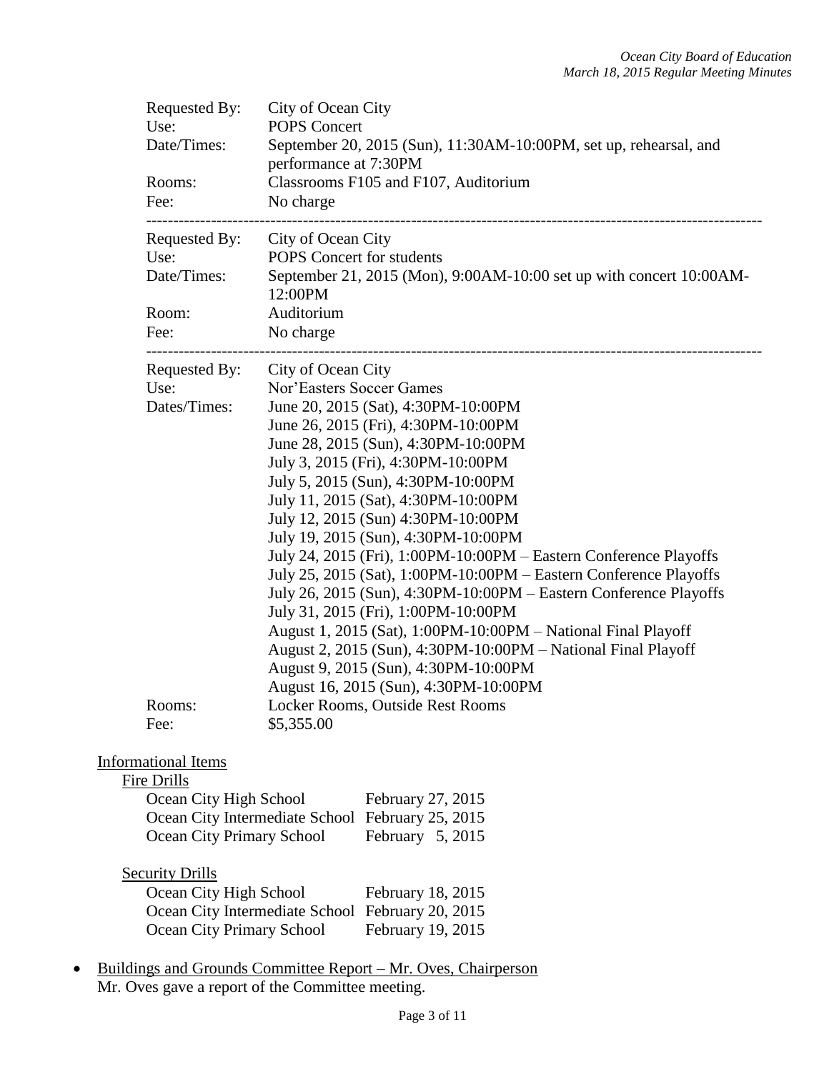Requested By: City of Ocean City
Use: POPS Concert
Date/Times: September 20, 2015 (Sun), 11:30AM-10:00PM, set up, rehearsal, and performance at 7:30PM
Rooms: Classrooms F105 and F107, Auditorium
Fee: No charge

---

Requested By: City of Ocean City
Use: POPS Concert for students
Date/Times: September 21, 2015 (Mon), 9:00AM-10:00 set up with concert 10:00AM-12:00PM
Room: Auditorium
Fee: No charge

---

Requested By: City of Ocean City
Use: Nor'Easters Soccer Games
Dates/Times:
June 20, 2015 (Sat), 4:30PM-10:00PM
June 26, 2015 (Fri), 4:30PM-10:00PM
June 28, 2015 (Sun), 4:30PM-10:00PM
July 3, 2015 (Fri), 4:30PM-10:00PM
July 5, 2015 (Sun), 4:30PM-10:00PM
July 11, 2015 (Sat), 4:30PM-10:00PM
July 12, 2015 (Sun) 4:30PM-10:00PM
July 19, 2015 (Sun), 4:30PM-10:00PM
July 24, 2015 (Fri), 1:00PM-10:00PM – Eastern Conference Playoffs
July 25, 2015 (Sat), 1:00PM-10:00PM – Eastern Conference Playoffs
July 26, 2015 (Sun), 4:30PM-10:00PM – Eastern Conference Playoffs
July 31, 2015 (Fri), 1:00PM-10:00PM
August 1, 2015 (Sat), 1:00PM-10:00PM – National Final Playoff
August 2, 2015 (Sun), 4:30PM-10:00PM – National Final Playoff
August 9, 2015 (Sun), 4:30PM-10:00PM
August 16, 2015 (Sun), 4:30PM-10:00PM
Rooms: Locker Rooms, Outside Rest Rooms
Fee: $5,355.00

Informational Items

Fire Drills

| | |
|---|---|
| Ocean City High School | February 27, 2015 |
| Ocean City Intermediate School | February 25, 2015 |
| Ocean City Primary School | February 5, 2015 |

Security Drills

| | |
|---|---|
| Ocean City High School | February 18, 2015 |
| Ocean City Intermediate School | February 20, 2015 |
| Ocean City Primary School | February 19, 2015 |

- Buildings and Grounds Committee Report – Mr. Oves, Chairperson
  Mr. Oves gave a report of the Committee meeting.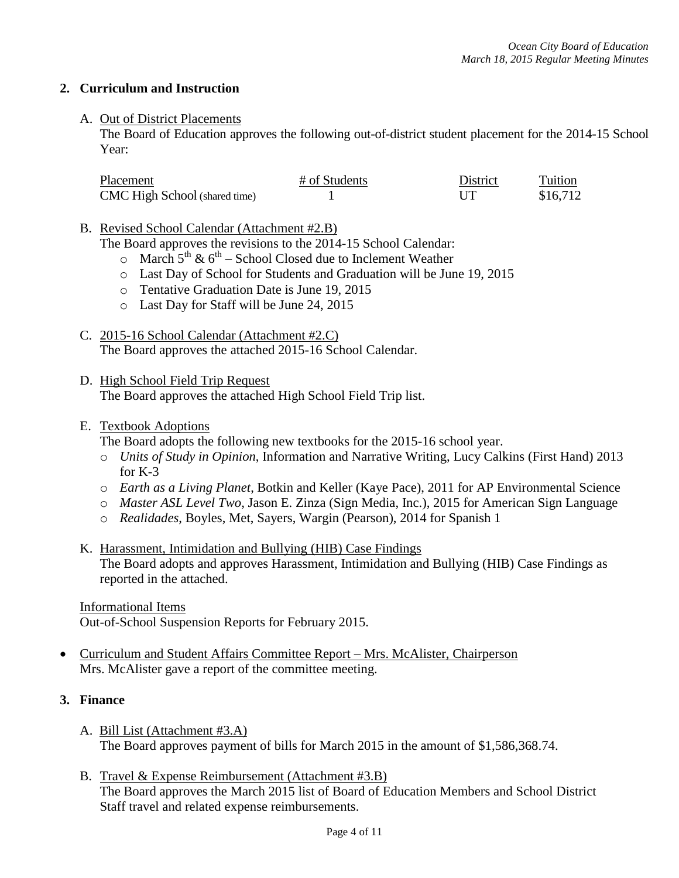## 2. Curriculum and Instruction

A. Out of District Placements

The Board of Education approves the following out-of-district student placement for the 2014-15 School Year:

| Placement | # of Students | District | Tuition |
|---|---|---|---|
| CMC High School (shared time) | 1 | UT | $16,712 |

B. Revised School Calendar (Attachment #2.B)

The Board approves the revisions to the 2014-15 School Calendar:

- March 5th & 6th – School Closed due to Inclement Weather
- Last Day of School for Students and Graduation will be June 19, 2015
- Tentative Graduation Date is June 19, 2015
- Last Day for Staff will be June 24, 2015

C. 2015-16 School Calendar (Attachment #2.C)

The Board approves the attached 2015-16 School Calendar.

D. High School Field Trip Request

The Board approves the attached High School Field Trip list.

E. Textbook Adoptions

The Board adopts the following new textbooks for the 2015-16 school year.

- *Units of Study in Opinion*, Information and Narrative Writing, Lucy Calkins (First Hand) 2013 for K-3
- *Earth as a Living Planet*, Botkin and Keller (Kaye Pace), 2011 for AP Environmental Science
- *Master ASL Level Two*, Jason E. Zinza (Sign Media, Inc.), 2015 for American Sign Language
- *Realidades*, Boyles, Met, Sayers, Wargin (Pearson), 2014 for Spanish 1

K. Harassment, Intimidation and Bullying (HIB) Case Findings

The Board adopts and approves Harassment, Intimidation and Bullying (HIB) Case Findings as reported in the attached.

Informational Items

Out-of-School Suspension Reports for February 2015.

- Curriculum and Student Affairs Committee Report – Mrs. McAlister, Chairperson
  Mrs. McAlister gave a report of the committee meeting.

## 3. Finance

A. Bill List (Attachment #3.A)

The Board approves payment of bills for March 2015 in the amount of $1,586,368.74.

B. Travel & Expense Reimbursement (Attachment #3.B)

The Board approves the March 2015 list of Board of Education Members and School District Staff travel and related expense reimbursements.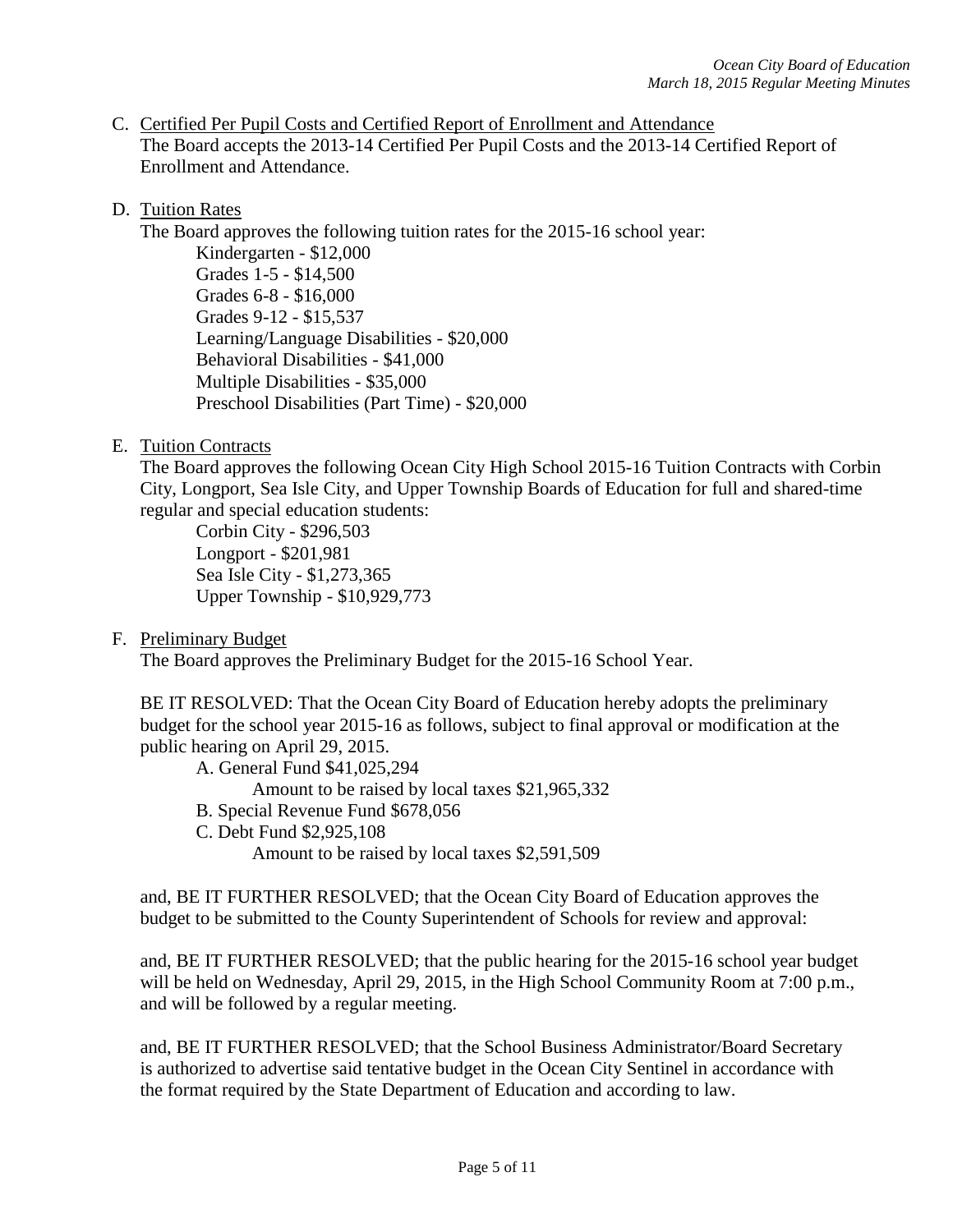C. Certified Per Pupil Costs and Certified Report of Enrollment and Attendance

The Board accepts the 2013-14 Certified Per Pupil Costs and the 2013-14 Certified Report of Enrollment and Attendance.

D. Tuition Rates

The Board approves the following tuition rates for the 2015-16 school year:

Kindergarten - $12,000
Grades 1-5 - $14,500
Grades 6-8 - $16,000
Grades 9-12 - $15,537
Learning/Language Disabilities - $20,000
Behavioral Disabilities - $41,000
Multiple Disabilities - $35,000
Preschool Disabilities (Part Time) - $20,000

E. Tuition Contracts

The Board approves the following Ocean City High School 2015-16 Tuition Contracts with Corbin City, Longport, Sea Isle City, and Upper Township Boards of Education for full and shared-time regular and special education students:

Corbin City - $296,503
Longport - $201,981
Sea Isle City - $1,273,365
Upper Township - $10,929,773

F. Preliminary Budget

The Board approves the Preliminary Budget for the 2015-16 School Year.

BE IT RESOLVED: That the Ocean City Board of Education hereby adopts the preliminary budget for the school year 2015-16 as follows, subject to final approval or modification at the public hearing on April 29, 2015.

A. General Fund $41,025,294
Amount to be raised by local taxes $21,965,332
B. Special Revenue Fund $678,056
C. Debt Fund $2,925,108
Amount to be raised by local taxes $2,591,509

and, BE IT FURTHER RESOLVED; that the Ocean City Board of Education approves the budget to be submitted to the County Superintendent of Schools for review and approval:

and, BE IT FURTHER RESOLVED; that the public hearing for the 2015-16 school year budget will be held on Wednesday, April 29, 2015, in the High School Community Room at 7:00 p.m., and will be followed by a regular meeting.

and, BE IT FURTHER RESOLVED; that the School Business Administrator/Board Secretary is authorized to advertise said tentative budget in the Ocean City Sentinel in accordance with the format required by the State Department of Education and according to law.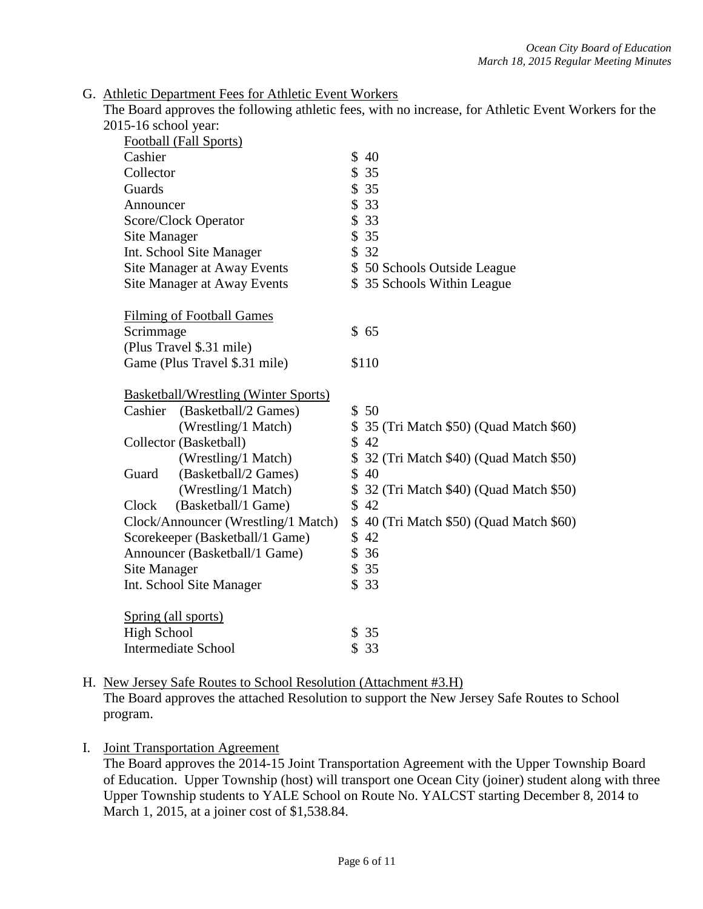G. Athletic Department Fees for Athletic Event Workers

The Board approves the following athletic fees, with no increase, for Athletic Event Workers for the 2015-16 school year:

| Football (Fall Sports) | |
|---|---|
| Cashier | $ 40 |
| Collector | $ 35 |
| Guards | $ 35 |
| Announcer | $ 33 |
| Score/Clock Operator | $ 33 |
| Site Manager | $ 35 |
| Int. School Site Manager | $ 32 |
| Site Manager at Away Events | $ 50 Schools Outside League |
| Site Manager at Away Events | $ 35 Schools Within League |

| Filming of Football Games | |
|---|---|
| Scrimmage (Plus Travel $.31 mile) | $ 65 |
| Game (Plus Travel $.31 mile) | $110 |

| Basketball/Wrestling (Winter Sports) | |
|---|---|
| Cashier (Basketball/2 Games) | $ 50 |
| (Wrestling/1 Match) | $ 35 (Tri Match $50) (Quad Match $60) |
| Collector (Basketball) | $ 42 |
| (Wrestling/1 Match) | $ 32 (Tri Match $40) (Quad Match $50) |
| Guard (Basketball/2 Games) | $ 40 |
| (Wrestling/1 Match) | $ 32 (Tri Match $40) (Quad Match $50) |
| Clock (Basketball/1 Game) | $ 42 |
| Clock/Announcer (Wrestling/1 Match) | $ 40 (Tri Match $50) (Quad Match $60) |
| Scorekeeper (Basketball/1 Game) | $ 42 |
| Announcer (Basketball/1 Game) | $ 36 |
| Site Manager | $ 35 |
| Int. School Site Manager | $ 33 |

| Spring (all sports) | |
|---|---|
| High School | $ 35 |
| Intermediate School | $ 33 |

H. New Jersey Safe Routes to School Resolution (Attachment #3.H)

The Board approves the attached Resolution to support the New Jersey Safe Routes to School program.

I. Joint Transportation Agreement

The Board approves the 2014-15 Joint Transportation Agreement with the Upper Township Board of Education. Upper Township (host) will transport one Ocean City (joiner) student along with three Upper Township students to YALE School on Route No. YALCST starting December 8, 2014 to March 1, 2015, at a joiner cost of $1,538.84.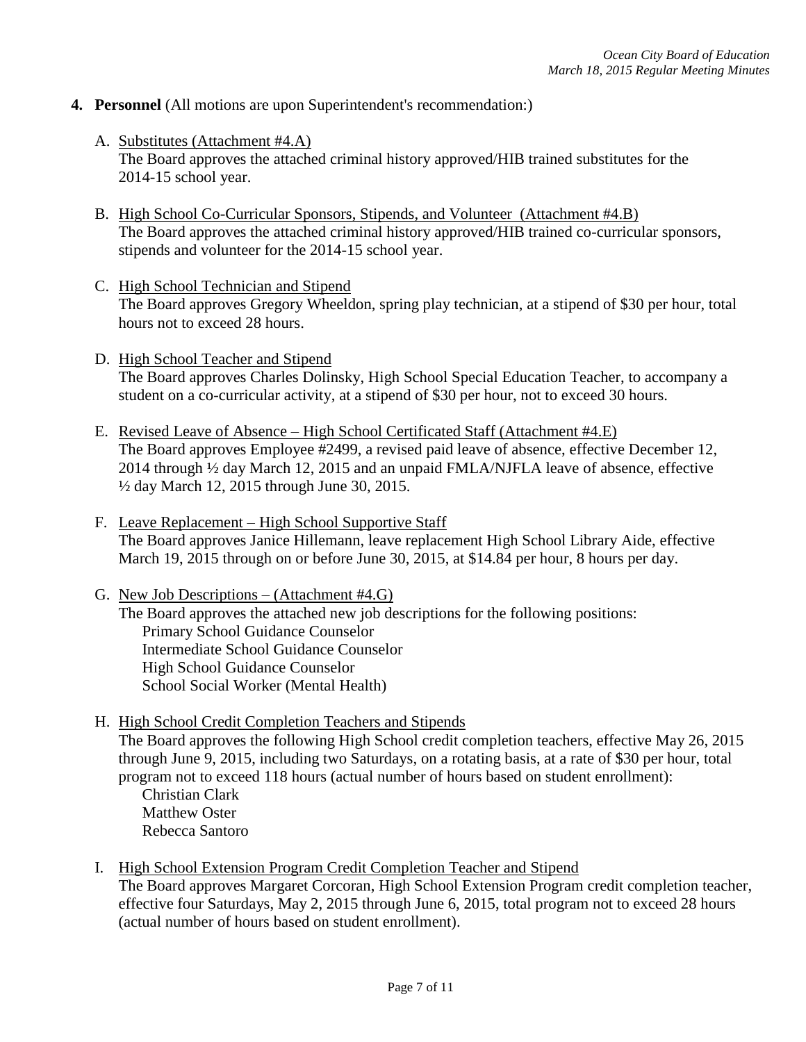4. **Personnel** (All motions are upon Superintendent's recommendation:)

   A. <u>Substitutes (Attachment #4.A)</u>
   The Board approves the attached criminal history approved/HIB trained substitutes for the 2014-15 school year.

   B. <u>High School Co-Curricular Sponsors, Stipends, and Volunteer (Attachment #4.B)</u>
   The Board approves the attached criminal history approved/HIB trained co-curricular sponsors, stipends and volunteer for the 2014-15 school year.

   C. <u>High School Technician and Stipend</u>
   The Board approves Gregory Wheeldon, spring play technician, at a stipend of $30 per hour, total hours not to exceed 28 hours.

   D. <u>High School Teacher and Stipend</u>
   The Board approves Charles Dolinsky, High School Special Education Teacher, to accompany a student on a co-curricular activity, at a stipend of $30 per hour, not to exceed 30 hours.

   E. <u>Revised Leave of Absence – High School Certificated Staff (Attachment #4.E)</u>
   The Board approves Employee #2499, a revised paid leave of absence, effective December 12, 2014 through ½ day March 12, 2015 and an unpaid FMLA/NJFLA leave of absence, effective ½ day March 12, 2015 through June 30, 2015.

   F. <u>Leave Replacement – High School Supportive Staff</u>
   The Board approves Janice Hillemann, leave replacement High School Library Aide, effective March 19, 2015 through on or before June 30, 2015, at $14.84 per hour, 8 hours per day.

   G. <u>New Job Descriptions – (Attachment #4.G)</u>
   The Board approves the attached new job descriptions for the following positions:
      Primary School Guidance Counselor
      Intermediate School Guidance Counselor
      High School Guidance Counselor
      School Social Worker (Mental Health)

   H. <u>High School Credit Completion Teachers and Stipends</u>
   The Board approves the following High School credit completion teachers, effective May 26, 2015 through June 9, 2015, including two Saturdays, on a rotating basis, at a rate of $30 per hour, total program not to exceed 118 hours (actual number of hours based on student enrollment):
      Christian Clark
      Matthew Oster
      Rebecca Santoro

   I. <u>High School Extension Program Credit Completion Teacher and Stipend</u>
   The Board approves Margaret Corcoran, High School Extension Program credit completion teacher, effective four Saturdays, May 2, 2015 through June 6, 2015, total program not to exceed 28 hours (actual number of hours based on student enrollment).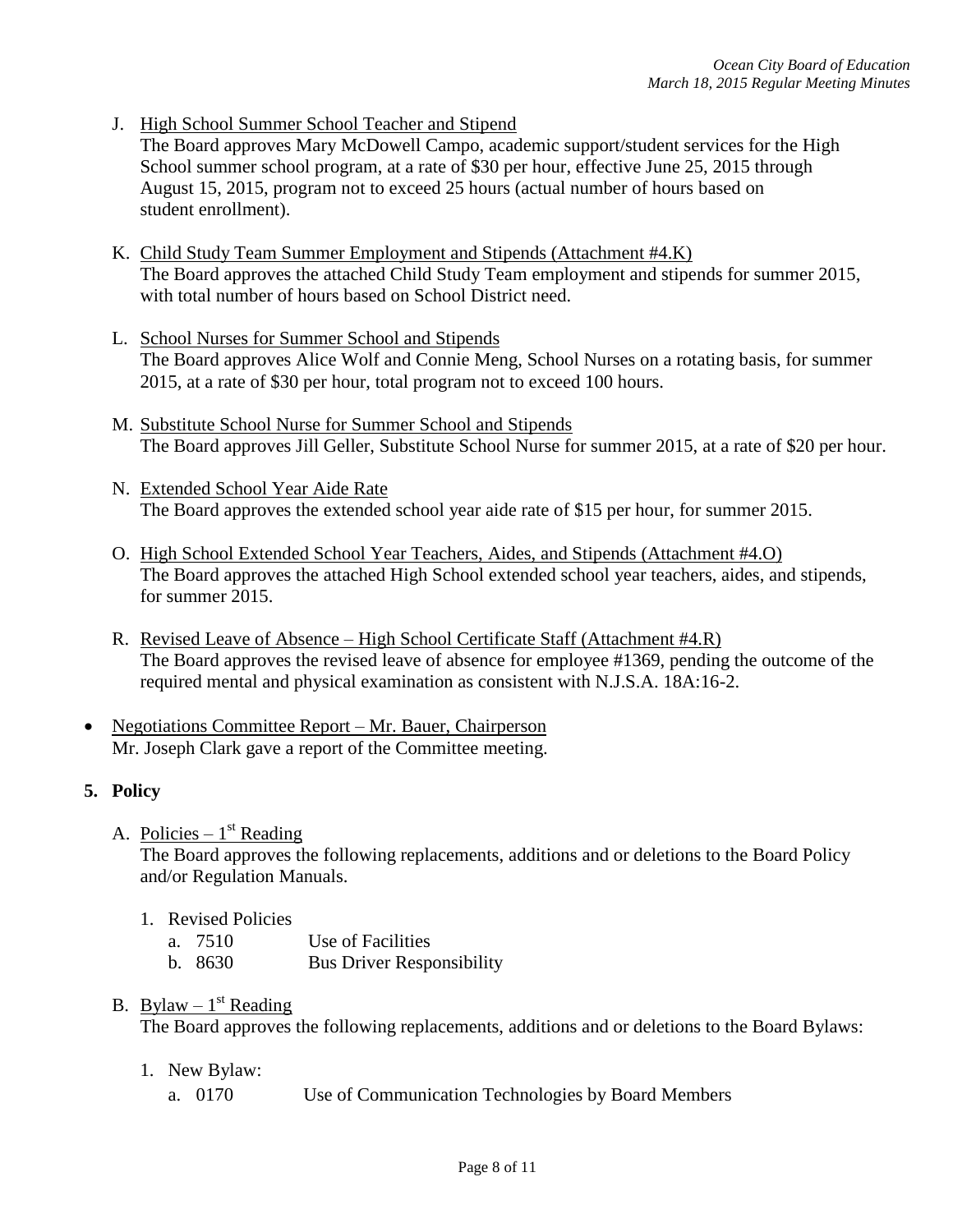J. <u>High School Summer School Teacher and Stipend</u>
   The Board approves Mary McDowell Campo, academic support/student services for the High School summer school program, at a rate of $30 per hour, effective June 25, 2015 through August 15, 2015, program not to exceed 25 hours (actual number of hours based on student enrollment).

K. <u>Child Study Team Summer Employment and Stipends (Attachment #4.K)</u>
   The Board approves the attached Child Study Team employment and stipends for summer 2015, with total number of hours based on School District need.

L. <u>School Nurses for Summer School and Stipends</u>
   The Board approves Alice Wolf and Connie Meng, School Nurses on a rotating basis, for summer 2015, at a rate of $30 per hour, total program not to exceed 100 hours.

M. <u>Substitute School Nurse for Summer School and Stipends</u>
   The Board approves Jill Geller, Substitute School Nurse for summer 2015, at a rate of $20 per hour.

N. <u>Extended School Year Aide Rate</u>
   The Board approves the extended school year aide rate of $15 per hour, for summer 2015.

O. <u>High School Extended School Year Teachers, Aides, and Stipends (Attachment #4.O)</u>
   The Board approves the attached High School extended school year teachers, aides, and stipends, for summer 2015.

R. <u>Revised Leave of Absence – High School Certificate Staff (Attachment #4.R)</u>
   The Board approves the revised leave of absence for employee #1369, pending the outcome of the required mental and physical examination as consistent with N.J.S.A. 18A:16-2.

- <u>Negotiations Committee Report – Mr. Bauer, Chairperson</u>
  Mr. Joseph Clark gave a report of the Committee meeting.

**5. Policy**

A. <u>Policies – 1st Reading</u>
   The Board approves the following replacements, additions and or deletions to the Board Policy and/or Regulation Manuals.

   1. Revised Policies
      a. 7510 Use of Facilities
      b. 8630 Bus Driver Responsibility

B. <u>Bylaw – 1st Reading</u>
   The Board approves the following replacements, additions and or deletions to the Board Bylaws:

   1. New Bylaw:
      a. 0170 Use of Communication Technologies by Board Members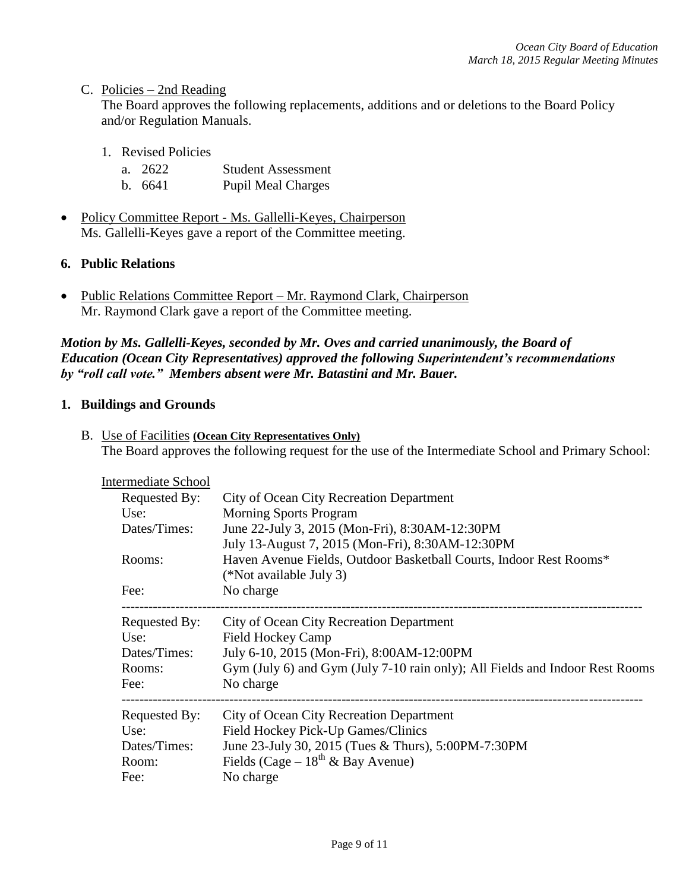C. Policies – 2nd Reading

The Board approves the following replacements, additions and or deletions to the Board Policy and/or Regulation Manuals.

1. Revised Policies
   a. 2622 Student Assessment
   b. 6641 Pupil Meal Charges

- Policy Committee Report - Ms. Gallelli-Keyes, Chairperson
  Ms. Gallelli-Keyes gave a report of the Committee meeting.

**6. Public Relations**

- Public Relations Committee Report – Mr. Raymond Clark, Chairperson
  Mr. Raymond Clark gave a report of the Committee meeting.

***Motion by Ms. Gallelli-Keyes, seconded by Mr. Oves and carried unanimously, the Board of Education (Ocean City Representatives) approved the following Superintendent's recommendations by "roll call vote." Members absent were Mr. Batastini and Mr. Bauer.***

**1. Buildings and Grounds**

B. Use of Facilities **(Ocean City Representatives Only)**

The Board approves the following request for the use of the Intermediate School and Primary School:

Intermediate School

| | |
|---|---|
| Requested By: | City of Ocean City Recreation Department |
| Use: | Morning Sports Program |
| Dates/Times: | June 22-July 3, 2015 (Mon-Fri), 8:30AM-12:30PM<br>July 13-August 7, 2015 (Mon-Fri), 8:30AM-12:30PM |
| Rooms: | Haven Avenue Fields, Outdoor Basketball Courts, Indoor Rest Rooms*<br>(*Not available July 3) |
| Fee: | No charge |

---

| | |
|---|---|
| Requested By: | City of Ocean City Recreation Department |
| Use: | Field Hockey Camp |
| Dates/Times: | July 6-10, 2015 (Mon-Fri), 8:00AM-12:00PM |
| Rooms: | Gym (July 6) and Gym (July 7-10 rain only); All Fields and Indoor Rest Rooms |
| Fee: | No charge |

---

| | |
|---|---|
| Requested By: | City of Ocean City Recreation Department |
| Use: | Field Hockey Pick-Up Games/Clinics |
| Dates/Times: | June 23-July 30, 2015 (Tues & Thurs), 5:00PM-7:30PM |
| Room: | Fields (Cage – 18th & Bay Avenue) |
| Fee: | No charge |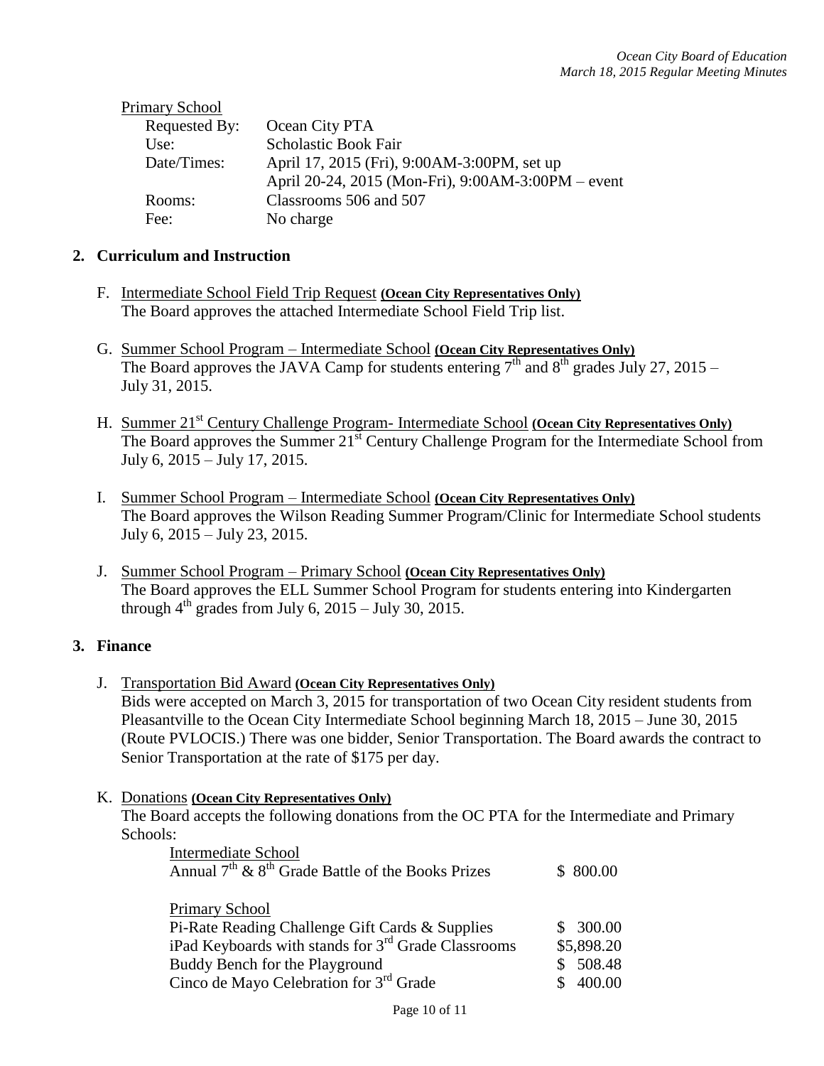Primary School

| | |
|---|---|
| Requested By: | Ocean City PTA |
| Use: | Scholastic Book Fair |
| Date/Times: | April 17, 2015 (Fri), 9:00AM-3:00PM, set up<br>April 20-24, 2015 (Mon-Fri), 9:00AM-3:00PM – event |
| Rooms: | Classrooms 506 and 507 |
| Fee: | No charge |

## 2. Curriculum and Instruction

F. Intermediate School Field Trip Request **(Ocean City Representatives Only)**
The Board approves the attached Intermediate School Field Trip list.

G. Summer School Program – Intermediate School **(Ocean City Representatives Only)**
The Board approves the JAVA Camp for students entering 7th and 8th grades July 27, 2015 – July 31, 2015.

H. Summer 21st Century Challenge Program- Intermediate School **(Ocean City Representatives Only)**
The Board approves the Summer 21st Century Challenge Program for the Intermediate School from July 6, 2015 – July 17, 2015.

I. Summer School Program – Intermediate School **(Ocean City Representatives Only)**
The Board approves the Wilson Reading Summer Program/Clinic for Intermediate School students July 6, 2015 – July 23, 2015.

J. Summer School Program – Primary School **(Ocean City Representatives Only)**
The Board approves the ELL Summer School Program for students entering into Kindergarten through 4th grades from July 6, 2015 – July 30, 2015.

## 3. Finance

J. Transportation Bid Award **(Ocean City Representatives Only)**
Bids were accepted on March 3, 2015 for transportation of two Ocean City resident students from Pleasantville to the Ocean City Intermediate School beginning March 18, 2015 – June 30, 2015 (Route PVLOCIS.) There was one bidder, Senior Transportation. The Board awards the contract to Senior Transportation at the rate of $175 per day.

K. Donations **(Ocean City Representatives Only)**
The Board accepts the following donations from the OC PTA for the Intermediate and Primary Schools:

| | |
|---|---|
| Intermediate School | |
| Annual 7th & 8th Grade Battle of the Books Prizes | $ 800.00 |
| | |
| Primary School | |
| Pi-Rate Reading Challenge Gift Cards & Supplies | $ 300.00 |
| iPad Keyboards with stands for 3rd Grade Classrooms | $5,898.20 |
| Buddy Bench for the Playground | $ 508.48 |
| Cinco de Mayo Celebration for 3rd Grade | $ 400.00 |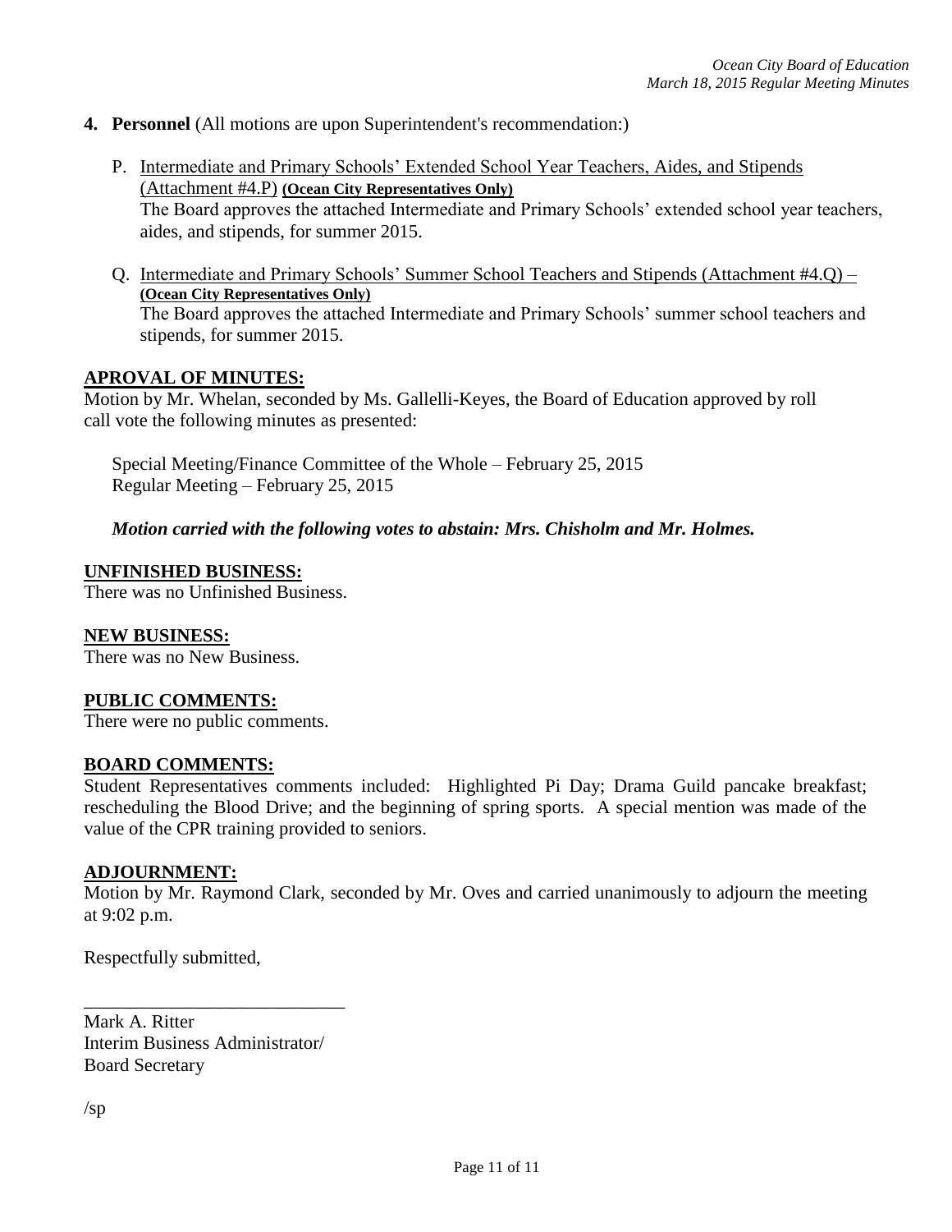4. **Personnel** (All motions are upon Superintendent's recommendation:)

   P. Intermediate and Primary Schools' Extended School Year Teachers, Aides, and Stipends (Attachment #4.P) **(Ocean City Representatives Only)**
   The Board approves the attached Intermediate and Primary Schools' extended school year teachers, aides, and stipends, for summer 2015.

   Q. Intermediate and Primary Schools' Summer School Teachers and Stipends (Attachment #4.Q) – **(Ocean City Representatives Only)**
   The Board approves the attached Intermediate and Primary Schools' summer school teachers and stipends, for summer 2015.

**APROVAL OF MINUTES:**

Motion by Mr. Whelan, seconded by Ms. Gallelli-Keyes, the Board of Education approved by roll call vote the following minutes as presented:

Special Meeting/Finance Committee of the Whole – February 25, 2015
Regular Meeting – February 25, 2015

***Motion carried with the following votes to abstain: Mrs. Chisholm and Mr. Holmes.***

**UNFINISHED BUSINESS:**

There was no Unfinished Business.

**NEW BUSINESS:**

There was no New Business.

**PUBLIC COMMENTS:**

There were no public comments.

**BOARD COMMENTS:**

Student Representatives comments included: Highlighted Pi Day; Drama Guild pancake breakfast; rescheduling the Blood Drive; and the beginning of spring sports. A special mention was made of the value of the CPR training provided to seniors.

**ADJOURNMENT:**

Motion by Mr. Raymond Clark, seconded by Mr. Oves and carried unanimously to adjourn the meeting at 9:02 p.m.

Respectfully submitted,

\_\_\_\_\_\_\_\_\_\_\_\_\_\_\_\_\_\_\_\_\_\_\_\_\_\_\_\_

Mark A. Ritter
Interim Business Administrator/
Board Secretary

/sp